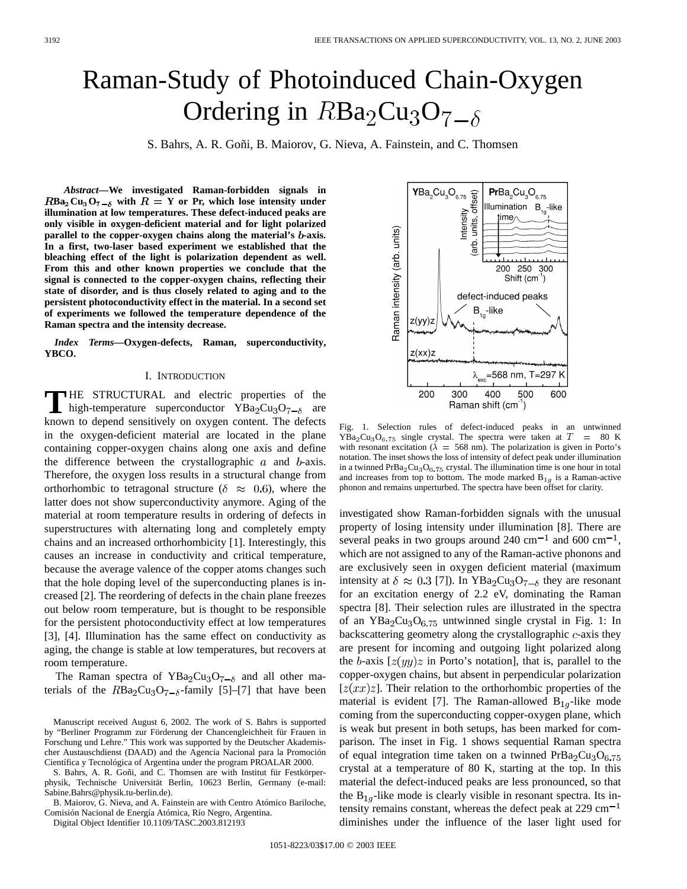# Raman-Study of Photoinduced Chain-Oxygen Ordering in $R\mathrm{Ba_2Cu_3O_{7-\delta}}$

S. Bahrs, A. R. Goñi, B. Maiorov, G. Nieva, A. Fainstein, and C. Thomsen

***Abstract*—We investigated Raman-forbidden signals in $R\mathrm{Ba_2Cu_3O_{7-\delta}}$ with $R =$ Y or Pr, which lose intensity under illumination at low temperatures. These defect-induced peaks are only visible in oxygen-deficient material and for light polarized parallel to the copper-oxygen chains along the material's $b$-axis. In a first, two-laser based experiment we established that the bleaching effect of the light is polarization dependent as well. From this and other known properties we conclude that the signal is connected to the copper-oxygen chains, reflecting their state of disorder, and is thus closely related to aging and to the persistent photoconductivity effect in the material. In a second set of experiments we followed the temperature dependence of the Raman spectra and the intensity decrease.**

***Index Terms*—Oxygen-defects, Raman, superconductivity, YBCO.**

## I. Introduction

THE STRUCTURAL and electric properties of the high-temperature superconductor $\mathrm{YBa_2Cu_3O_{7-\delta}}$ are known to depend sensitively on oxygen content. The defects in the oxygen-deficient material are located in the plane containing copper-oxygen chains along one axis and define the difference between the crystallographic $a$ and $b$-axis. Therefore, the oxygen loss results in a structural change from orthorhombic to tetragonal structure ($\delta \approx 0.6$), where the latter does not show superconductivity anymore. Aging of the material at room temperature results in ordering of defects in superstructures with alternating long and completely empty chains and an increased orthorhombicity [1]. Interestingly, this causes an increase in conductivity and critical temperature, because the average valence of the copper atoms changes such that the hole doping level of the superconducting planes is increased [2]. The reordering of defects in the chain plane freezes out below room temperature, but is thought to be responsible for the persistent photoconductivity effect at low temperatures [3], [4]. Illumination has the same effect on conductivity as aging, the change is stable at low temperatures, but recovers at room temperature.

The Raman spectra of $\mathrm{YBa_2Cu_3O_{7-\delta}}$ and all other materials of the $R\mathrm{Ba_2Cu_3O_{7-\delta}}$-family [5]–[7] that have been investigated show Raman-forbidden signals with the unusual property of losing intensity under illumination [8]. There are several peaks in two groups around 240 $\mathrm{cm^{-1}}$ and 600 $\mathrm{cm^{-1}}$, which are not assigned to any of the Raman-active phonons and are exclusively seen in oxygen deficient material (maximum intensity at $\delta \approx 0.3$ [7]). In $\mathrm{YBa_2Cu_3O_{7-\delta}}$ they are resonant for an excitation energy of 2.2 eV, dominating the Raman spectra [8]. Their selection rules are illustrated in the spectra of an $\mathrm{YBa_2Cu_3O_{6.75}}$ untwinned single crystal in Fig. 1: In backscattering geometry along the crystallographic $c$-axis they are present for incoming and outgoing light polarized along the $b$-axis [$z(yy)z$ in Porto's notation], that is, parallel to the copper-oxygen chains, but absent in perpendicular polarization [$z(xx)z$]. Their relation to the orthorhombic properties of the material is evident [7]. The Raman-allowed $\mathrm{B_{1g}}$-like mode coming from the superconducting copper-oxygen plane, which is weak but present in both setups, has been marked for comparison. The inset in Fig. 1 shows sequential Raman spectra of equal integration time taken on a twinned $\mathrm{PrBa_2Cu_3O_{6.75}}$ crystal at a temperature of 80 K, starting at the top. In this material the defect-induced peaks are less pronounced, so that the $\mathrm{B_{1g}}$-like mode is clearly visible in resonant spectra. Its intensity remains constant, whereas the defect peak at 229 $\mathrm{cm^{-1}}$ diminishes under the influence of the laser light used for

Fig. 1. Selection rules of defect-induced peaks in an untwinned $\mathrm{YBa_2Cu_3O_{6.75}}$ single crystal. The spectra were taken at $T = 80$ K with resonant excitation ($\lambda = 568$ nm). The polarization is given in Porto's notation. The inset shows the loss of intensity of defect peak under illumination in a twinned $\mathrm{PrBa_2Cu_3O_{6.75}}$ crystal. The illumination time is one hour in total and increases from top to bottom. The mode marked $\mathrm{B_{1g}}$ is a Raman-active phonon and remains unperturbed. The spectra have been offset for clarity.

Manuscript received August 6, 2002. The work of S. Bahrs is supported by "Berliner Programm zur Förderung der Chancengleichheit für Frauen in Forschung und Lehre." This work was supported by the Deutscher Akademischer Austauschdienst (DAAD) and the Agencia Nacional para la Promoción Científica y Tecnológica of Argentina under the program PROALAR 2000.

S. Bahrs, A. R. Goñi, and C. Thomsen are with Institut für Festkörperphysik, Technische Universität Berlin, 10623 Berlin, Germany (e-mail: Sabine.Bahrs@physik.tu-berlin.de).

B. Maiorov, G. Nieva, and A. Fainstein are with Centro Atómico Bariloche, Comisión Nacional de Energía Atómica, Río Negro, Argentina.

Digital Object Identifier 10.1109/TASC.2003.812193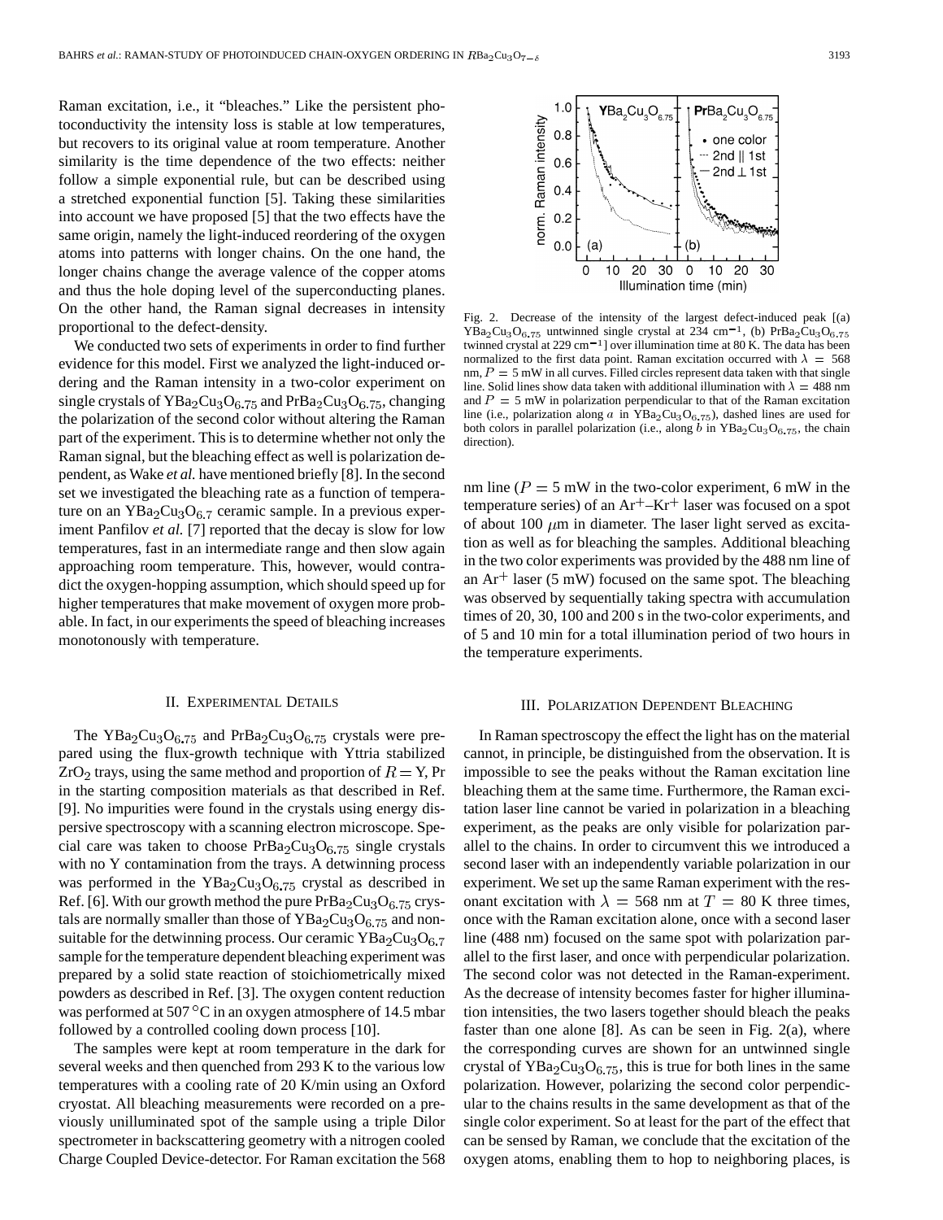Raman excitation, i.e., it "bleaches." Like the persistent photoconductivity the intensity loss is stable at low temperatures, but recovers to its original value at room temperature. Another similarity is the time dependence of the two effects: neither follow a simple exponential rule, but can be described using a stretched exponential function [5]. Taking these similarities into account we have proposed [5] that the two effects have the same origin, namely the light-induced reordering of the oxygen atoms into patterns with longer chains. On the one hand, the longer chains change the average valence of the copper atoms and thus the hole doping level of the superconducting planes. On the other hand, the Raman signal decreases in intensity proportional to the defect-density.

We conducted two sets of experiments in order to find further evidence for this model. First we analyzed the light-induced ordering and the Raman intensity in a two-color experiment on single crystals of $YBa_2Cu_3O_{6.75}$ and $PrBa_2Cu_3O_{6.75}$, changing the polarization of the second color without altering the Raman part of the experiment. This is to determine whether not only the Raman signal, but the bleaching effect as well is polarization dependent, as Wake *et al.* have mentioned briefly [8]. In the second set we investigated the bleaching rate as a function of temperature on an $YBa_2Cu_3O_{6.7}$ ceramic sample. In a previous experiment Panfilov *et al.* [7] reported that the decay is slow for low temperatures, fast in an intermediate range and then slow again approaching room temperature. This, however, would contradict the oxygen-hopping assumption, which should speed up for higher temperatures that make movement of oxygen more probable. In fact, in our experiments the speed of bleaching increases monotonously with temperature.

## II. Experimental Details

The $YBa_2Cu_3O_{6.75}$ and $PrBa_2Cu_3O_{6.75}$ crystals were prepared using the flux-growth technique with Yttria stabilized $ZrO_2$ trays, using the same method and proportion of $R =$ Y, Pr in the starting composition materials as that described in Ref. [9]. No impurities were found in the crystals using energy dispersive spectroscopy with a scanning electron microscope. Special care was taken to choose $PrBa_2Cu_3O_{6.75}$ single crystals with no Y contamination from the trays. A detwinning process was performed in the $YBa_2Cu_3O_{6.75}$ crystal as described in Ref. [6]. With our growth method the pure $PrBa_2Cu_3O_{6.75}$ crystals are normally smaller than those of $YBa_2Cu_3O_{6.75}$ and nonsuitable for the detwinning process. Our ceramic $YBa_2Cu_3O_{6.7}$ sample for the temperature dependent bleaching experiment was prepared by a solid state reaction of stoichiometrically mixed powders as described in Ref. [3]. The oxygen content reduction was performed at 507 °C in an oxygen atmosphere of 14.5 mbar followed by a controlled cooling down process [10].

The samples were kept at room temperature in the dark for several weeks and then quenched from 293 K to the various low temperatures with a cooling rate of 20 K/min using an Oxford cryostat. All bleaching measurements were recorded on a previously unilluminated spot of the sample using a triple Dilor spectrometer in backscattering geometry with a nitrogen cooled Charge Coupled Device-detector. For Raman excitation the 568 nm line ($P = 5$ mW in the two-color experiment, 6 mW in the temperature series) of an $Ar^+$–$Kr^+$ laser was focused on a spot of about 100 $\mu$m in diameter. The laser light served as excitation as well as for bleaching the samples. Additional bleaching in the two color experiments was provided by the 488 nm line of an $Ar^+$ laser (5 mW) focused on the same spot. The bleaching was observed by sequentially taking spectra with accumulation times of 20, 30, 100 and 200 s in the two-color experiments, and of 5 and 10 min for a total illumination period of two hours in the temperature experiments.

Fig. 2. Decrease of the intensity of the largest defect-induced peak [(a) $YBa_2Cu_3O_{6.75}$ untwinned single crystal at 234 $cm^{-1}$, (b) $PrBa_2Cu_3O_{6.75}$ twinned crystal at 229 $cm^{-1}$] over illumination time at 80 K. The data has been normalized to the first data point. Raman excitation occurred with $\lambda = 568$ nm, $P = 5$ mW in all curves. Filled circles represent data taken with that single line. Solid lines show data taken with additional illumination with $\lambda = 488$ nm and $P = 5$ mW in polarization perpendicular to that of the Raman excitation line (i.e., polarization along $a$ in $YBa_2Cu_3O_{6.75}$), dashed lines are used for both colors in parallel polarization (i.e., along $b$ in $YBa_2Cu_3O_{6.75}$, the chain direction).

## III. Polarization Dependent Bleaching

In Raman spectroscopy the effect the light has on the material cannot, in principle, be distinguished from the observation. It is impossible to see the peaks without the Raman excitation line bleaching them at the same time. Furthermore, the Raman excitation laser line cannot be varied in polarization in a bleaching experiment, as the peaks are only visible for polarization parallel to the chains. In order to circumvent this we introduced a second laser with an independently variable polarization in our experiment. We set up the same Raman experiment with the resonant excitation with $\lambda = 568$ nm at $T = 80$ K three times, once with the Raman excitation alone, once with a second laser line (488 nm) focused on the same spot with polarization parallel to the first laser, and once with perpendicular polarization. The second color was not detected in the Raman-experiment. As the decrease of intensity becomes faster for higher illumination intensities, the two lasers together should bleach the peaks faster than one alone [8]. As can be seen in Fig. 2(a), where the corresponding curves are shown for an untwinned single crystal of $YBa_2Cu_3O_{6.75}$, this is true for both lines in the same polarization. However, polarizing the second color perpendicular to the chains results in the same development as that of the single color experiment. So at least for the part of the effect that can be sensed by Raman, we conclude that the excitation of the oxygen atoms, enabling them to hop to neighboring places, is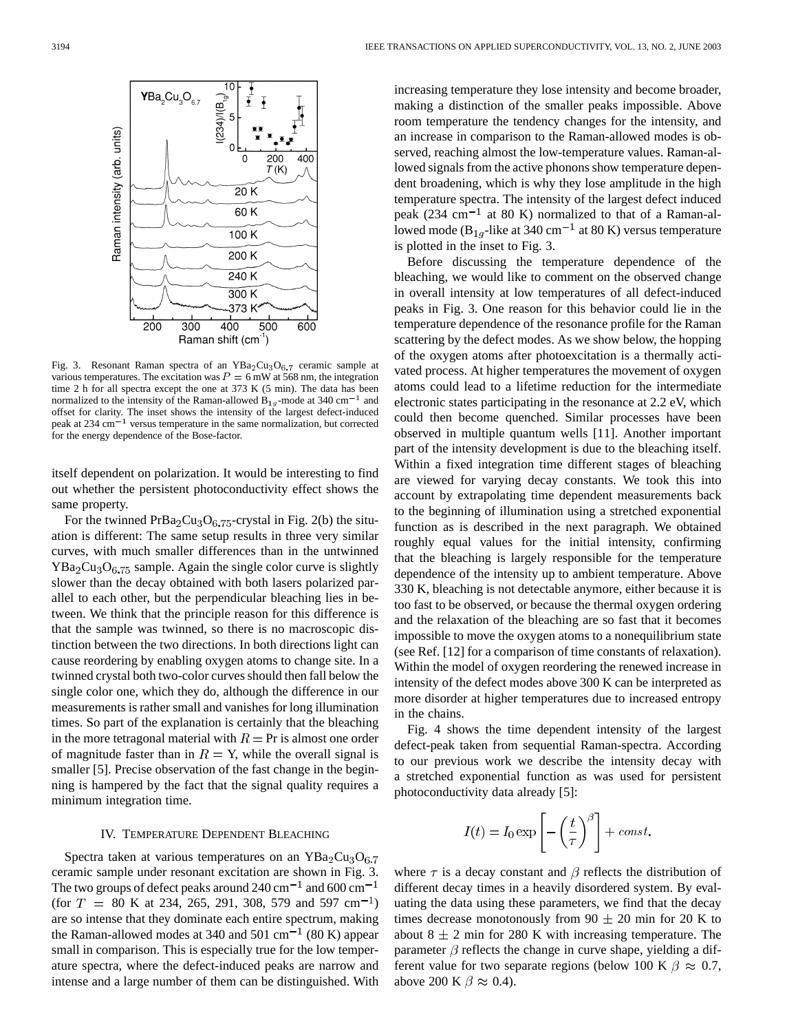Fig. 3. Resonant Raman spectra of an $YBa_2Cu_3O_{6.7}$ ceramic sample at various temperatures. The excitation was $P = 6$ mW at 568 nm, the integration time 2 h for all spectra except the one at 373 K (5 min). The data has been normalized to the intensity of the Raman-allowed $B_{1g}$-mode at 340 cm$^{-1}$ and offset for clarity. The inset shows the intensity of the largest defect-induced peak at 234 cm$^{-1}$ versus temperature in the same normalization, but corrected for the energy dependence of the Bose-factor.

itself dependent on polarization. It would be interesting to find out whether the persistent photoconductivity effect shows the same property.

For the twinned $PrBa_2Cu_3O_{6.75}$-crystal in Fig. 2(b) the situation is different: The same setup results in three very similar curves, with much smaller differences than in the untwinned $YBa_2Cu_3O_{6.75}$ sample. Again the single color curve is slightly slower than the decay obtained with both lasers polarized parallel to each other, but the perpendicular bleaching lies in between. We think that the principle reason for this difference is that the sample was twinned, so there is no macroscopic distinction between the two directions. In both directions light can cause reordering by enabling oxygen atoms to change site. In a twinned crystal both two-color curves should then fall below the single color one, which they do, although the difference in our measurements is rather small and vanishes for long illumination times. So part of the explanation is certainly that the bleaching in the more tetragonal material with $R =$ Pr is almost one order of magnitude faster than in $R =$ Y, while the overall signal is smaller [5]. Precise observation of the fast change in the beginning is hampered by the fact that the signal quality requires a minimum integration time.

## IV. Temperature Dependent Bleaching

Spectra taken at various temperatures on an $YBa_2Cu_3O_{6.7}$ ceramic sample under resonant excitation are shown in Fig. 3. The two groups of defect peaks around 240 cm$^{-1}$ and 600 cm$^{-1}$ (for $T = 80$ K at 234, 265, 291, 308, 579 and 597 cm$^{-1}$) are so intense that they dominate each entire spectrum, making the Raman-allowed modes at 340 and 501 cm$^{-1}$ (80 K) appear small in comparison. This is especially true for the low temperature spectra, where the defect-induced peaks are narrow and intense and a large number of them can be distinguished. With increasing temperature they lose intensity and become broader, making a distinction of the smaller peaks impossible. Above room temperature the tendency changes for the intensity, and an increase in comparison to the Raman-allowed modes is observed, reaching almost the low-temperature values. Raman-allowed signals from the active phonons show temperature dependent broadening, which is why they lose amplitude in the high temperature spectra. The intensity of the largest defect induced peak (234 cm$^{-1}$ at 80 K) normalized to that of a Raman-allowed mode ($B_{1g}$-like at 340 cm$^{-1}$ at 80 K) versus temperature is plotted in the inset to Fig. 3.

Before discussing the temperature dependence of the bleaching, we would like to comment on the observed change in overall intensity at low temperatures of all defect-induced peaks in Fig. 3. One reason for this behavior could lie in the temperature dependence of the resonance profile for the Raman scattering by the defect modes. As we show below, the hopping of the oxygen atoms after photoexcitation is a thermally activated process. At higher temperatures the movement of oxygen atoms could lead to a lifetime reduction for the intermediate electronic states participating in the resonance at 2.2 eV, which could then become quenched. Similar processes have been observed in multiple quantum wells [11]. Another important part of the intensity development is due to the bleaching itself. Within a fixed integration time different stages of bleaching are viewed for varying decay constants. We took this into account by extrapolating time dependent measurements back to the beginning of illumination using a stretched exponential function as is described in the next paragraph. We obtained roughly equal values for the initial intensity, confirming that the bleaching is largely responsible for the temperature dependence of the intensity up to ambient temperature. Above 330 K, bleaching is not detectable anymore, either because it is too fast to be observed, or because the thermal oxygen ordering and the relaxation of the bleaching are so fast that it becomes impossible to move the oxygen atoms to a nonequilibrium state (see Ref. [12] for a comparison of time constants of relaxation). Within the model of oxygen reordering the renewed increase in intensity of the defect modes above 300 K can be interpreted as more disorder at higher temperatures due to increased entropy in the chains.

Fig. 4 shows the time dependent intensity of the largest defect-peak taken from sequential Raman-spectra. According to our previous work we describe the intensity decay with a stretched exponential function as was used for persistent photoconductivity data already [5]:

$$I(t) = I_0 \exp\left[-\left(\frac{t}{\tau}\right)^{\beta}\right] + const.$$

where $\tau$ is a decay constant and $\beta$ reflects the distribution of different decay times in a heavily disordered system. By evaluating the data using these parameters, we find that the decay times decrease monotonously from $90 \pm 20$ min for 20 K to about $8 \pm 2$ min for 280 K with increasing temperature. The parameter $\beta$ reflects the change in curve shape, yielding a different value for two separate regions (below 100 K $\beta \approx 0.7$, above 200 K $\beta \approx 0.4$).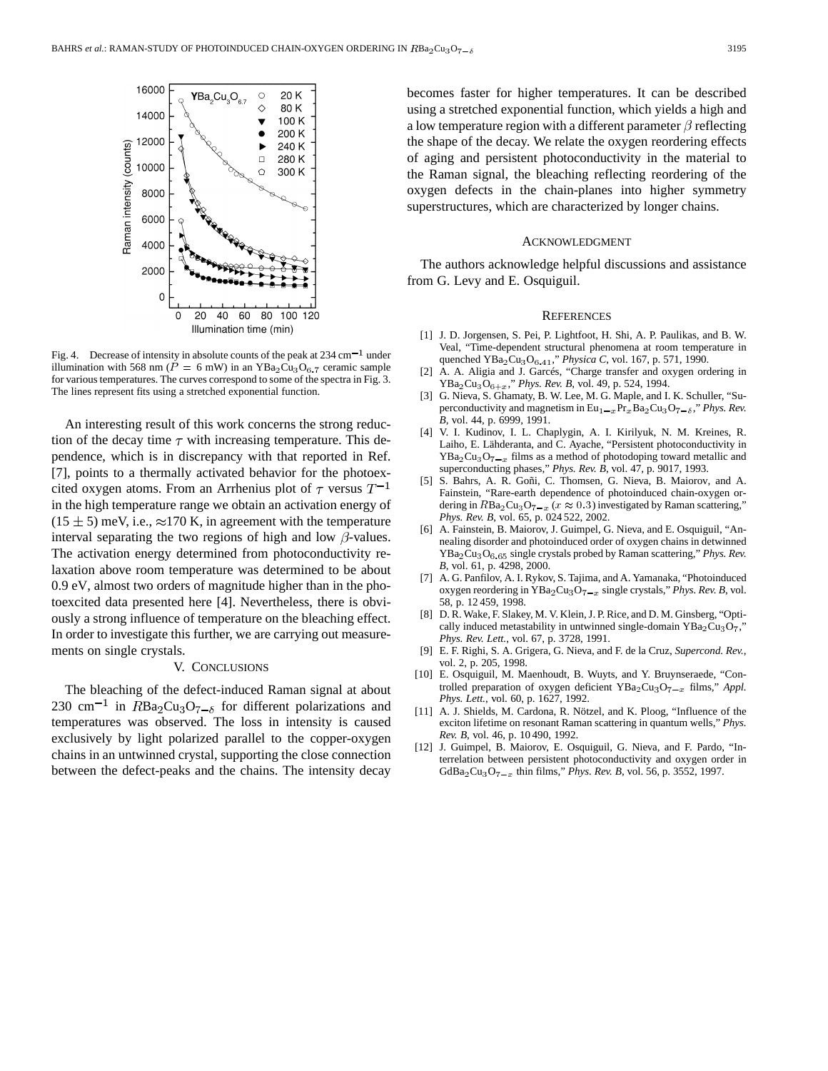YBa$_2$Cu$_3$O$_{6.7}$

20 K
80 K
100 K
200 K
240 K
280 K
300 K

16000
14000
12000
10000
8000
6000
4000
2000
0

Raman intensity (counts)

0 20 40 60 80 100 120

Illumination time (min)

Fig. 4. Decrease of intensity in absolute counts of the peak at 234 cm$^{-1}$ under illumination with 568 nm ($P = 6$ mW) in an YBa$_2$Cu$_3$O$_{6.7}$ ceramic sample for various temperatures. The curves correspond to some of the spectra in Fig. 3. The lines represent fits using a stretched exponential function.

An interesting result of this work concerns the strong reduction of the decay time $\tau$ with increasing temperature. This dependence, which is in discrepancy with that reported in Ref. [7], points to a thermally activated behavior for the photoexcited oxygen atoms. From an Arrhenius plot of $\tau$ versus $T^{-1}$ in the high temperature range we obtain an activation energy of $(15 \pm 5)$ meV, i.e., $\approx$170 K, in agreement with the temperature interval separating the two regions of high and low $\beta$-values. The activation energy determined from photoconductivity relaxation above room temperature was determined to be about 0.9 eV, almost two orders of magnitude higher than in the photoexcited data presented here [4]. Nevertheless, there is obviously a strong influence of temperature on the bleaching effect. In order to investigate this further, we are carrying out measurements on single crystals.

## V. Conclusions

The bleaching of the defect-induced Raman signal at about 230 cm$^{-1}$ in $R$Ba$_2$Cu$_3$O$_{7-\delta}$ for different polarizations and temperatures was observed. The loss in intensity is caused exclusively by light polarized parallel to the copper-oxygen chains in an untwinned crystal, supporting the close connection between the defect-peaks and the chains. The intensity decay becomes faster for higher temperatures. It can be described using a stretched exponential function, which yields a high and a low temperature region with a different parameter $\beta$ reflecting the shape of the decay. We relate the oxygen reordering effects of aging and persistent photoconductivity in the material to the Raman signal, the bleaching reflecting reordering of the oxygen defects in the chain-planes into higher symmetry superstructures, which are characterized by longer chains.

## Acknowledgment

The authors acknowledge helpful discussions and assistance from G. Levy and E. Osquiguil.

## References

[1] J. D. Jorgensen, S. Pei, P. Lightfoot, H. Shi, A. P. Paulikas, and B. W. Veal, "Time-dependent structural phenomena at room temperature in quenched YBa$_2$Cu$_3$O$_{6.41}$," *Physica C*, vol. 167, p. 571, 1990.

[2] A. A. Aligia and J. Garcés, "Charge transfer and oxygen ordering in YBa$_2$Cu$_3$O$_{6+x}$," *Phys. Rev. B*, vol. 49, p. 524, 1994.

[3] G. Nieva, S. Ghamaty, B. W. Lee, M. G. Maple, and I. K. Schuller, "Superconductivity and magnetism in Eu$_{1-x}$Pr$_x$Ba$_2$Cu$_3$O$_{7-\delta}$," *Phys. Rev. B*, vol. 44, p. 6999, 1991.

[4] V. I. Kudinov, I. L. Chaplygin, A. I. Kirilyuk, N. M. Kreines, R. Laiho, E. Lähderanta, and C. Ayache, "Persistent photoconductivity in YBa$_2$Cu$_3$O$_{7-x}$ films as a method of photodoping toward metallic and superconducting phases," *Phys. Rev. B*, vol. 47, p. 9017, 1993.

[5] S. Bahrs, A. R. Goñi, C. Thomsen, G. Nieva, B. Maiorov, and A. Fainstein, "Rare-earth dependence of photoinduced chain-oxygen ordering in $R$Ba$_2$Cu$_3$O$_{7-x}$ ($x \approx 0.3$) investigated by Raman scattering," *Phys. Rev. B*, vol. 65, p. 024 522, 2002.

[6] A. Fainstein, B. Maiorov, J. Guimpel, G. Nieva, and E. Osquiguil, "Annealing disorder and photoinduced order of oxygen chains in detwinned YBa$_2$Cu$_3$O$_{6.65}$ single crystals probed by Raman scattering," *Phys. Rev. B*, vol. 61, p. 4298, 2000.

[7] A. G. Panfilov, A. I. Rykov, S. Tajima, and A. Yamanaka, "Photoinduced oxygen reordering in YBa$_2$Cu$_3$O$_{7-x}$ single crystals," *Phys. Rev. B*, vol. 58, p. 12 459, 1998.

[8] D. R. Wake, F. Slakey, M. V. Klein, J. P. Rice, and D. M. Ginsberg, "Optically induced metastability in untwinned single-domain YBa$_2$Cu$_3$O$_7$," *Phys. Rev. Lett.*, vol. 67, p. 3728, 1991.

[9] E. F. Righi, S. A. Grigera, G. Nieva, and F. de la Cruz, *Supercond. Rev.*, vol. 2, p. 205, 1998.

[10] E. Osquiguil, M. Maenhoudt, B. Wuyts, and Y. Bruynseraede, "Controlled preparation of oxygen deficient YBa$_2$Cu$_3$O$_{7-x}$ films," *Appl. Phys. Lett.*, vol. 60, p. 1627, 1992.

[11] A. J. Shields, M. Cardona, R. Nötzel, and K. Ploog, "Influence of the exciton lifetime on resonant Raman scattering in quantum wells," *Phys. Rev. B*, vol. 46, p. 10 490, 1992.

[12] J. Guimpel, B. Maiorov, E. Osquiguil, G. Nieva, and F. Pardo, "Interrelation between persistent photoconductivity and oxygen order in GdBa$_2$Cu$_3$O$_{7-x}$ thin films," *Phys. Rev. B*, vol. 56, p. 3552, 1997.